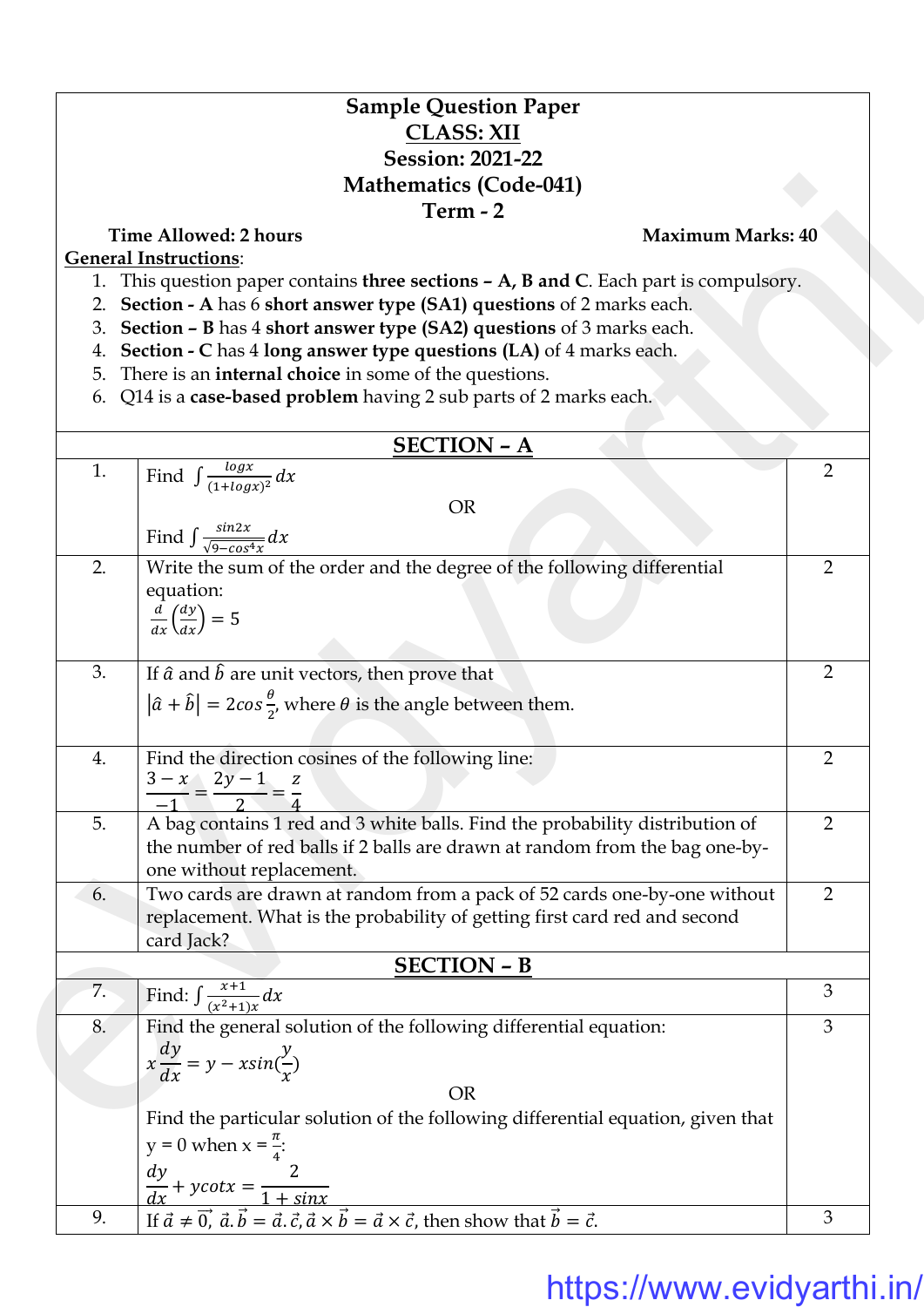# Sample Question Paper

## CLASS: XII

## Session: 2021-22

## Mathematics (Code-041)

## Term - 2

**Time Allowed: 2 hours** **Maximum Marks: 40**

**General Instructions**:

1. This question paper contains **three sections – A, B and C**. Each part is compulsory.
2. **Section - A** has 6 **short answer type (SA1) questions** of 2 marks each.
3. **Section – B** has 4 **short answer type (SA2) questions** of 3 marks each.
4. **Section - C** has 4 **long answer type questions (LA)** of 4 marks each.
5. There is an **internal choice** in some of the questions.
6. Q14 is a **case-based problem** having 2 sub parts of 2 marks each.

## SECTION – A

| | | |
|---|---|---|
| 1. | Find $\int \frac{logx}{(1+logx)^2}dx$ <br> OR <br> Find $\int \frac{sin2x}{\sqrt{9-cos^4x}}dx$ | 2 |
| 2. | Write the sum of the order and the degree of the following differential equation: <br> $\frac{d}{dx}\left(\frac{dy}{dx}\right) = 5$ | 2 |
| 3. | If $\hat{a}$ and $\hat{b}$ are unit vectors, then prove that <br> $\left|\hat{a}+\hat{b}\right| = 2cos\frac{\theta}{2}$, where $\theta$ is the angle between them. | 2 |
| 4. | Find the direction cosines of the following line: <br> $\frac{3-x}{-1} = \frac{2y-1}{2} = \frac{z}{4}$ | 2 |
| 5. | A bag contains 1 red and 3 white balls. Find the probability distribution of the number of red balls if 2 balls are drawn at random from the bag one-by-one without replacement. | 2 |
| 6. | Two cards are drawn at random from a pack of 52 cards one-by-one without replacement. What is the probability of getting first card red and second card Jack? | 2 |

## SECTION – B

| | | |
|---|---|---|
| 7. | Find: $\int \frac{x+1}{(x^2+1)x}dx$ | 3 |
| 8. | Find the general solution of the following differential equation: <br> $x\frac{dy}{dx} = y - xsin(\frac{y}{x})$ <br> OR <br> Find the particular solution of the following differential equation, given that y = 0 when x = $\frac{\pi}{4}$: <br> $\frac{dy}{dx} + ycotx = \frac{2}{1+sinx}$ | 3 |
| 9. | If $\vec{a} \neq \vec{0}$, $\vec{a}.\vec{b} = \vec{a}.\vec{c}$, $\vec{a}\times\vec{b} = \vec{a}\times\vec{c}$, then show that $\vec{b} = \vec{c}$. | 3 |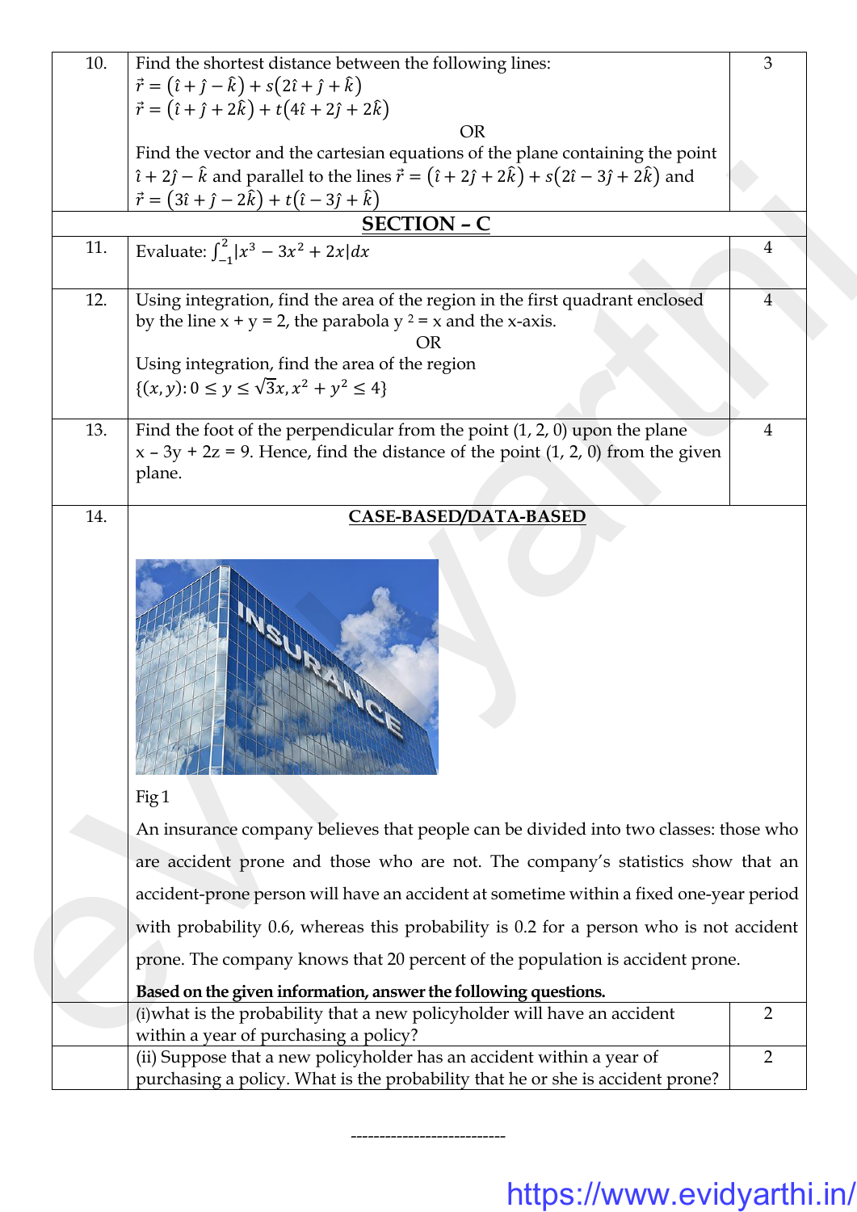| | | |
|---|---|---|
| 10. | Find the shortest distance between the following lines: $\vec{r} = (\hat{\imath} + \hat{\jmath} - \hat{k}) + s(2\hat{\imath} + \hat{\jmath} + \hat{k})$ $\vec{r} = (\hat{\imath} + \hat{\jmath} + 2\hat{k}) + t(4\hat{\imath} + 2\hat{\jmath} + 2\hat{k})$ OR Find the vector and the cartesian equations of the plane containing the point $\hat{\imath} + 2\hat{\jmath} - \hat{k}$ and parallel to the lines $\vec{r} = (\hat{\imath} + 2\hat{\jmath} + 2\hat{k}) + s(2\hat{\imath} - 3\hat{\jmath} + 2\hat{k})$ and $\vec{r} = (3\hat{\imath} + \hat{\jmath} - 2\hat{k}) + t(\hat{\imath} - 3\hat{\jmath} + \hat{k})$ | 3 |

## SECTION – C

| | | |
|---|---|---|
| 11. | Evaluate: $\int_{-1}^{2} \lvert x^3 - 3x^2 + 2x \rvert dx$ | 4 |
| 12. | Using integration, find the area of the region in the first quadrant enclosed by the line x + y = 2, the parabola $y^2 = x$ and the x-axis. OR Using integration, find the area of the region $\{(x, y): 0 \leq y \leq \sqrt{3}x, x^2 + y^2 \leq 4\}$ | 4 |
| 13. | Find the foot of the perpendicular from the point (1, 2, 0) upon the plane x – 3y + 2z = 9. Hence, find the distance of the point (1, 2, 0) from the given plane. | 4 |

14. **CASE-BASED/DATA-BASED**

Fig 1

An insurance company believes that people can be divided into two classes: those who are accident prone and those who are not. The company's statistics show that an accident-prone person will have an accident at sometime within a fixed one-year period with probability 0.6, whereas this probability is 0.2 for a person who is not accident prone. The company knows that 20 percent of the population is accident prone.

**Based on the given information, answer the following questions.**

| | | |
|---|---|---|
| | (i)what is the probability that a new policyholder will have an accident within a year of purchasing a policy? | 2 |
| | (ii) Suppose that a new policyholder has an accident within a year of purchasing a policy. What is the probability that he or she is accident prone? | 2 |

---------------------------